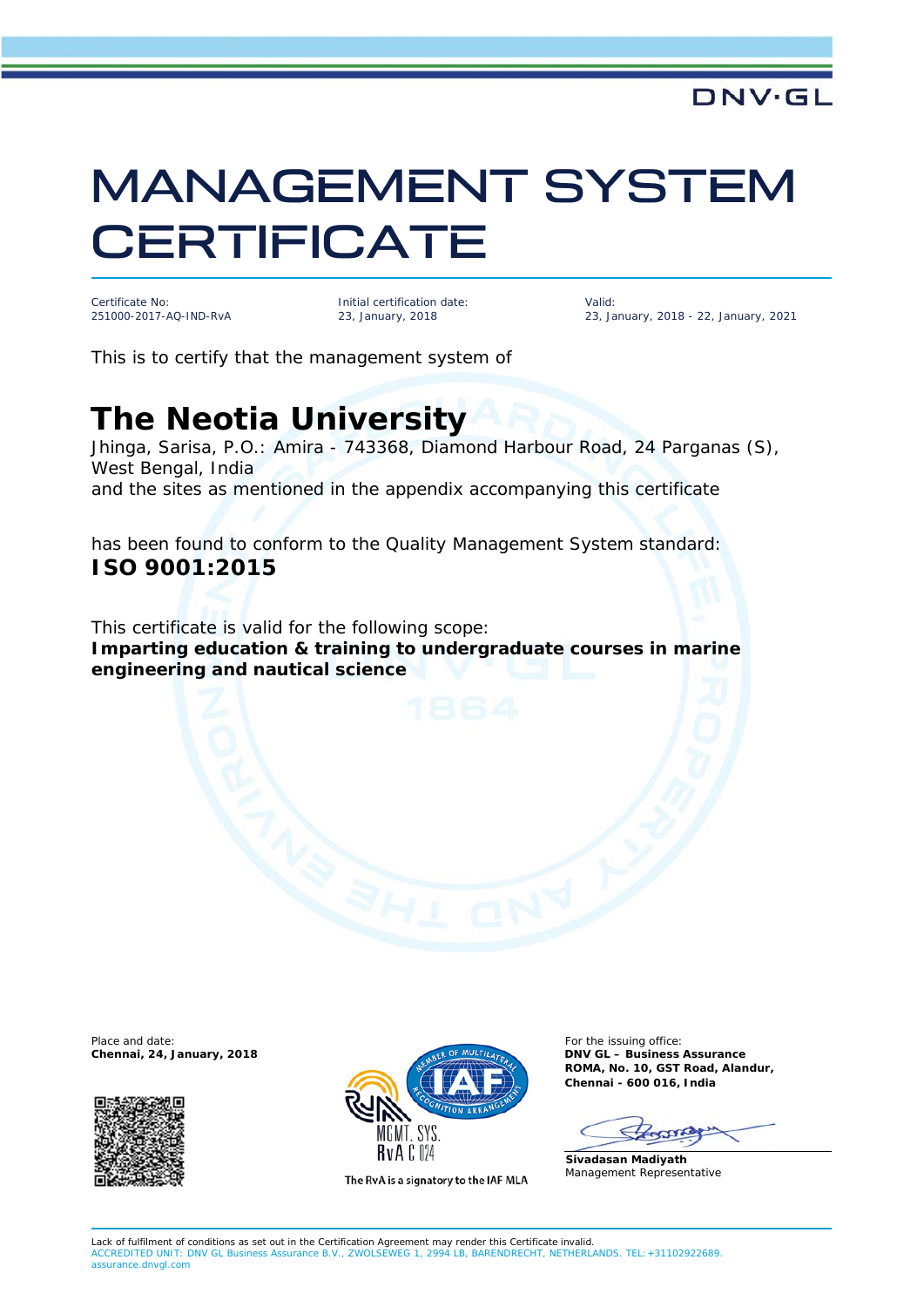DNV·GL

# MANAGEMENT SYSTEM CERTIFICATE

Certificate No:
251000-2017-AQ-IND-RvA

Initial certification date:
23, January, 2018

Valid:
23, January, 2018 - 22, January, 2021

This is to certify that the management system of

## The Neotia University

Jhinga, Sarisa, P.O.: Amira - 743368, Diamond Harbour Road, 24 Parganas (S), West Bengal, India
and the sites as mentioned in the appendix accompanying this certificate

has been found to conform to the Quality Management System standard:
**ISO 9001:2015**

This certificate is valid for the following scope:
**Imparting education & training to undergraduate courses in marine engineering and nautical science**

Place and date:
**Chennai, 24, January, 2018**

MGMT. SYS.
RvA C 024

The RvA is a signatory to the IAF MLA

For the issuing office:
**DNV GL – Business Assurance**
**ROMA, No. 10, GST Road, Alandur,**
**Chennai - 600 016, India**

**Sivadasan Madiyath**
Management Representative

Lack of fulfilment of conditions as set out in the Certification Agreement may render this Certificate invalid.
ACCREDITED UNIT: DNV GL Business Assurance B.V., ZWOLSEWEG 1, 2994 LB, BARENDRECHT, NETHERLANDS. TEL:+31102922689. assurance.dnvgl.com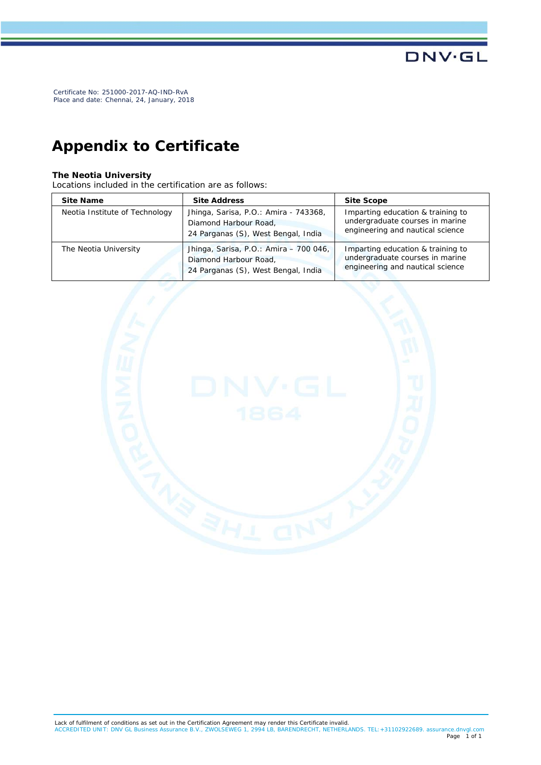Certificate No: 251000-2017-AQ-IND-RvA
Place and date: Chennai, 24, January, 2018

# Appendix to Certificate

**The Neotia University**
Locations included in the certification are as follows:

| Site Name | Site Address | Site Scope |
|---|---|---|
| Neotia Institute of Technology | Jhinga, Sarisa, P.O.: Amira - 743368, Diamond Harbour Road, 24 Parganas (S), West Bengal, India | Imparting education & training to undergraduate courses in marine engineering and nautical science |
| The Neotia University | Jhinga, Sarisa, P.O.: Amira – 700 046, Diamond Harbour Road, 24 Parganas (S), West Bengal, India | Imparting education & training to undergraduate courses in marine engineering and nautical science |

Lack of fulfilment of conditions as set out in the Certification Agreement may render this Certificate invalid.
ACCREDITED UNIT: DNV GL Business Assurance B.V., ZWOLSEWEG 1, 2994 LB, BARENDRECHT, NETHERLANDS. TEL:+31102922689. assurance.dnvgl.com